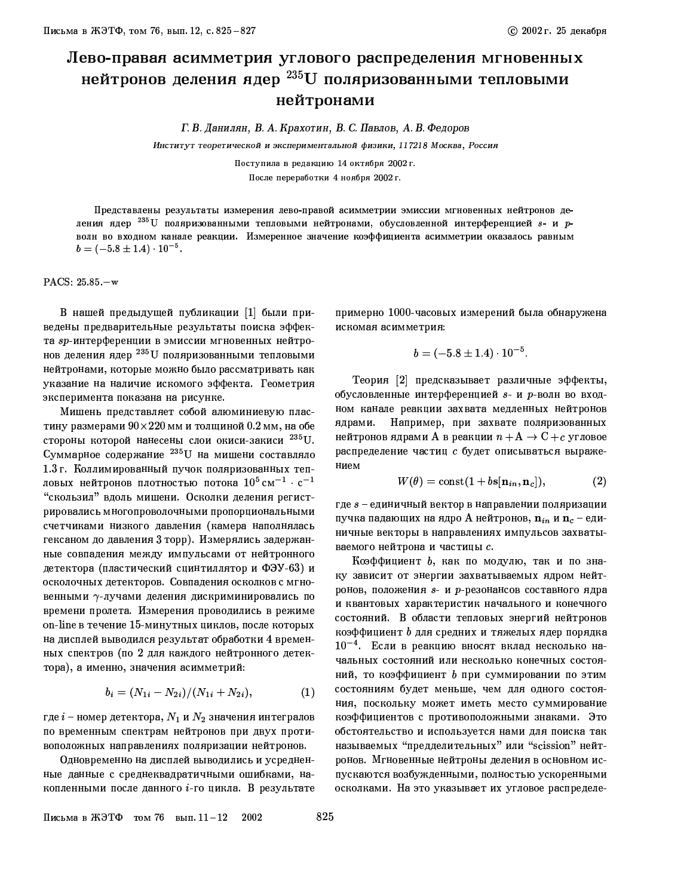# Лево-правая асимметрия углового распределения мгновенных нейтронов деления ядер $^{235}$U поляризованными тепловыми нейтронами

*Г. В. Данилян, В. А. Крахотин, В. С. Павлов, А. В. Федоров*

*Институт теоретической и экспериментальной физики, 117218 Москва, Россия*

Поступила в редакцию 14 октября 2002 г.

После переработки 4 ноября 2002 г.

Представлены результаты измерения лево-правой асимметрии эмиссии мгновенных нейтронов деления ядер $^{235}$U поляризованными тепловыми нейтронами, обусловленной интерференцией $s$- и $p$-волн во входном канале реакции. Измеренное значение коэффициента асимметрии оказалось равным $b = (-5.8 \pm 1.4) \cdot 10^{-5}$.

PACS: 25.85.–w

В нашей предыдущей публикации [1] были приведены предварительные результаты поиска эффекта $sp$-интерференции в эмиссии мгновенных нейтронов деления ядер $^{235}$U поляризованными тепловыми нейтронами, которые можно было рассматривать как указание на наличие искомого эффекта. Геометрия эксперимента показана на рисунке.

Мишень представляет собой алюминиевую пластину размерами $90 \times 220$ мм и толщиной 0.2 мм, на обе стороны которой нанесены слои окиси-закиси $^{235}$U. Суммарное содержание $^{235}$U на мишени составляло 1.3 г. Коллимированный пучок поляризованных тепловых нейтронов плотностью потока $10^5\,\text{см}^{-1} \cdot \text{с}^{-1}$ "скользил" вдоль мишени. Осколки деления регистрировались многопроволочными пропорциональными счетчиками низкого давления (камера наполнялась гексаном до давления 3 торр). Измерялись задержанные совпадения между импульсами от нейтронного детектора (пластический сцинтиллятор и ФЭУ-63) и осколочных детекторов. Совпадения осколков с мгновенными $\gamma$-лучами деления дискриминировались по времени пролета. Измерения проводились в режиме on-line в течение 15-минутных циклов, после которых на дисплей выводился результат обработки 4 временных спектров (по 2 для каждого нейтронного детектора), а именно, значения асимметрий:

$$b_i = (N_{1i} - N_{2i})/(N_{1i} + N_{2i}), \tag{1}$$

где $i$ – номер детектора, $N_1$ и $N_2$ значения интегралов по временным спектрам нейтронов при двух противоположных направлениях поляризации нейтронов.

Одновременно на дисплей выводились и усредненные данные с среднеквадратичными ошибками, накопленными после данного $i$-го цикла. В результате примерно 1000-часовых измерений была обнаружена искомая асимметрия:

$$b = (-5.8 \pm 1.4) \cdot 10^{-5}.$$

Теория [2] предсказывает различные эффекты, обусловленные интерференцией $s$- и $p$-волн во входном канале реакции захвата медленных нейтронов ядрами. Например, при захвате поляризованных нейтронов ядрами A в реакции $n + \text{A} \to \text{C} + c$ угловое распределение частиц $c$ будет описываться выражением

$$W(\theta) = \text{const}(1 + b\mathbf{s}[\mathbf{n}_{in}, \mathbf{n}_c]), \tag{2}$$

где $s$ – единичный вектор в направлении поляризации пучка падающих на ядро A нейтронов, $\mathbf{n}_{in}$ и $\mathbf{n}_c$ – единичные векторы в направлениях импульсов захватываемого нейтрона и частицы $c$.

Коэффициент $b$, как по модулю, так и по знаку зависит от энергии захватываемых ядром нейтронов, положения $s$- и $p$-резонансов составного ядра и квантовых характеристик начального и конечного состояний. В области тепловых энергий нейтронов коэффициент $b$ для средних и тяжелых ядер порядка $10^{-4}$. Если в реакцию вносят вклад несколько начальных состояний или несколько конечных состояний, то коэффициент $b$ при суммировании по этим состояниям будет меньше, чем для одного состояния, поскольку может иметь место суммирование коэффициентов с противоположными знаками. Это обстоятельство и используется нами для поиска так называемых "предделительных" или "scission" нейтронов. Мгновенные нейтроны деления в основном испускаются возбужденными, полностью ускоренными осколками. На это указывает их угловое распределе-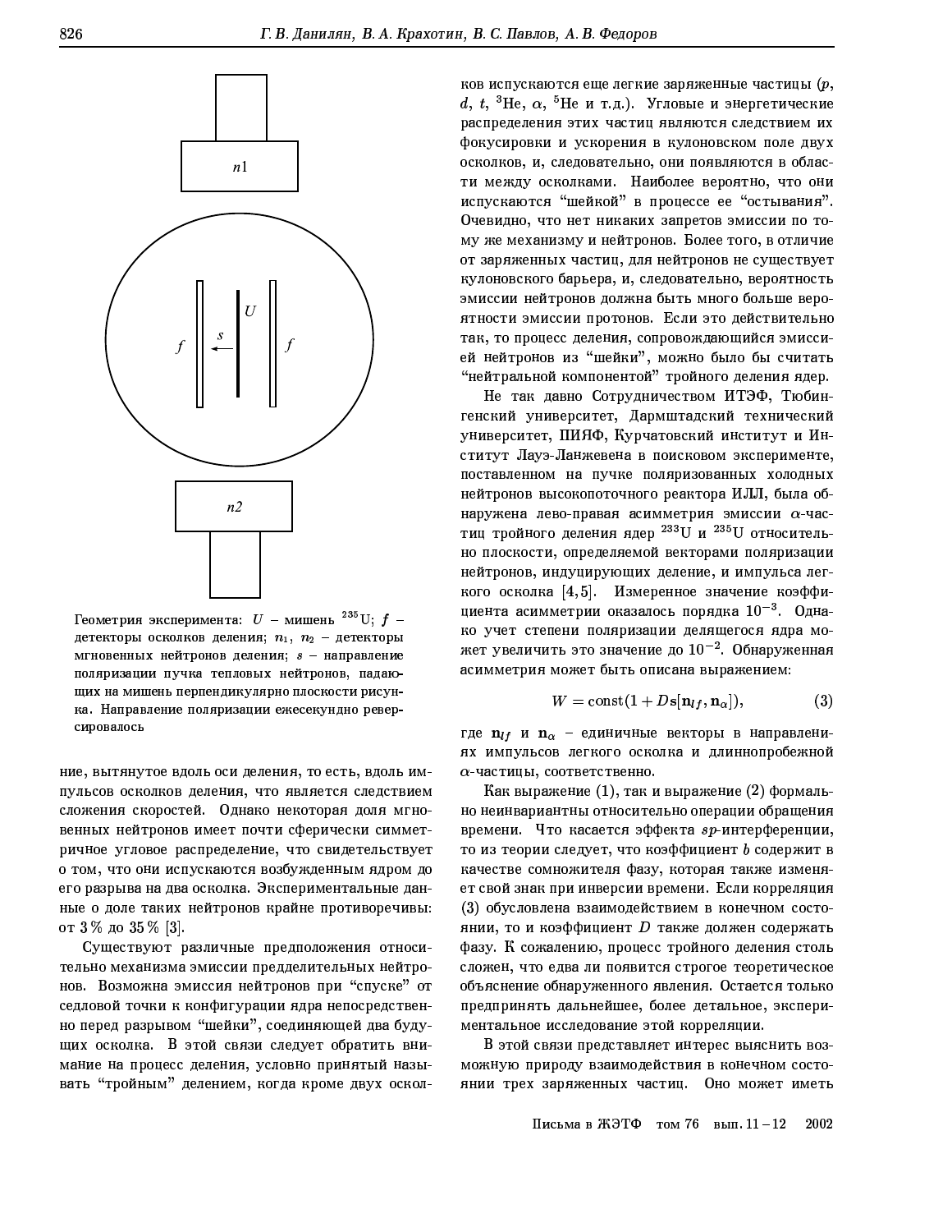Геометрия эксперимента: $U$ – мишень $^{235}$U; $f$ – детекторы осколков деления; $n_1$, $n_2$ – детекторы мгновенных нейтронов деления; $s$ – направление поляризации пучка тепловых нейтронов, падающих на мишень перпендикулярно плоскости рисунка. Направление поляризации ежесекундно реверсировалось

ние, вытянутое вдоль оси деления, то есть, вдоль импульсов осколков деления, что является следствием сложения скоростей. Однако некоторая доля мгновенных нейтронов имеет почти сферически симметричное угловое распределение, что свидетельствует о том, что они испускаются возбужденным ядром до его разрыва на два осколка. Экспериментальные данные о доле таких нейтронов крайне противоречивы: от 3% до 35% [3].

Существуют различные предположения относительно механизма эмиссии предделительных нейтронов. Возможна эмиссия нейтронов при "спуске" от седловой точки к конфигурации ядра непосредственно перед разрывом "шейки", соединяющей два будущих осколка. В этой связи следует обратить внимание на процесс деления, условно принятый называть "тройным" делением, когда кроме двух осколков испускаются еще легкие заряженные частицы ($p$, $d$, $t$, $^3$He, $\alpha$, $^5$He и т.д.). Угловые и энергетические распределения этих частиц являются следствием их фокусировки и ускорения в кулоновском поле двух осколков, и, следовательно, они появляются в области между осколками. Наиболее вероятно, что они испускаются "шейкой" в процессе ее "остывания". Очевидно, что нет никаких запретов эмиссии по тому же механизму и нейтронов. Более того, в отличие от заряженных частиц, для нейтронов не существует кулоновского барьера, и, следовательно, вероятность эмиссии нейтронов должна быть много больше вероятности эмиссии протонов. Если это действительно так, то процесс деления, сопровождающийся эмиссией нейтронов из "шейки", можно было бы считать "нейтральной компонентой" тройного деления ядер.

Не так давно Сотрудничеством ИТЭФ, Тюбингенский университет, Дармштадский технический университет, ПИЯФ, Курчатовский институт и Институт Лауэ-Ланжевена в поисковом эксперименте, поставленном на пучке поляризованных холодных нейтронов высокопоточного реактора ИЛЛ, была обнаружена лево-правая асимметрия эмиссии $\alpha$-частиц тройного деления ядер $^{233}$U и $^{235}$U относительно плоскости, определяемой векторами поляризации нейтронов, индуцирующих деление, и импульса легкого осколка [4,5]. Измеренное значение коэффициента асимметрии оказалось порядка $10^{-3}$. Однако учет степени поляризации делящегося ядра может увеличить это значение до $10^{-2}$. Обнаруженная асимметрия может быть описана выражением:

$$W = \mathrm{const}(1 + D\mathbf{s}[\mathbf{n}_{lf}, \mathbf{n}_\alpha]), \tag{3}$$

где $\mathbf{n}_{lf}$ и $\mathbf{n}_\alpha$ – единичные векторы в направлениях импульсов легкого осколка и длиннопробежной $\alpha$-частицы, соответственно.

Как выражение (1), так и выражение (2) формально неинвариантны относительно операции обращения времени. Что касается эффекта $sp$-интерференции, то из теории следует, что коэффициент $b$ содержит в качестве сомножителя фазу, которая также изменяет свой знак при инверсии времени. Если корреляция (3) обусловлена взаимодействием в конечном состоянии, то и коэффициент $D$ также должен содержать фазу. К сожалению, процесс тройного деления столь сложен, что едва ли появится строгое теоретическое объяснение обнаруженного явления. Остается только предпринять дальнейшее, более детальное, экспериментальное исследование этой корреляции.

В этой связи представляет интерес выяснить возможную природу взаимодействия в конечном состоянии трех заряженных частиц. Оно может иметь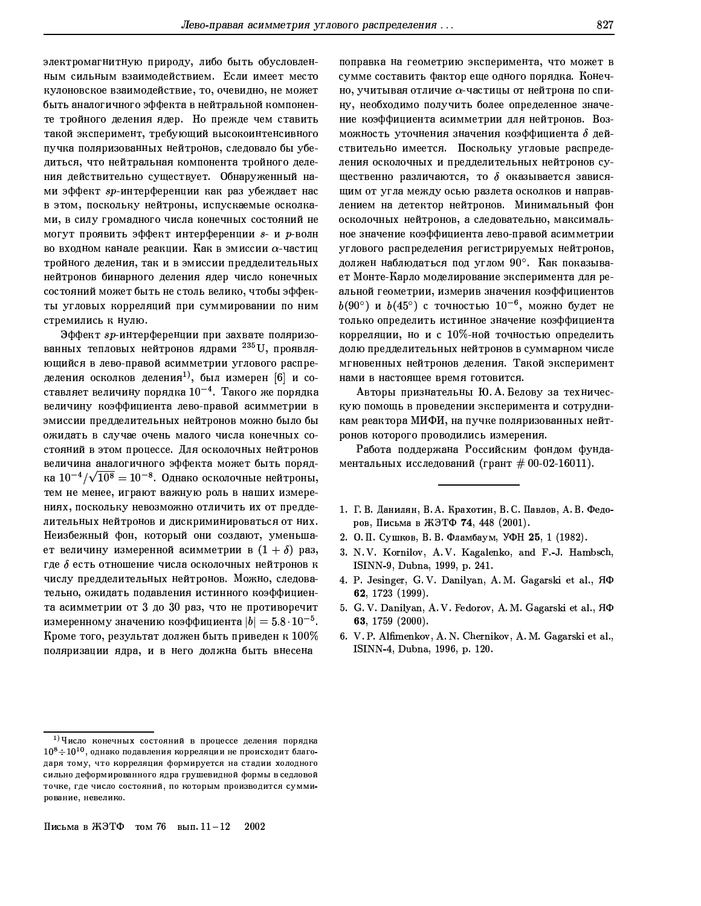электромагнитную природу, либо быть обусловленным сильным взаимодействием. Если имеет место кулоновское взаимодействие, то, очевидно, не может быть аналогичного эффекта в нейтральной компоненте тройного деления ядер. Но прежде чем ставить такой эксперимент, требующий высокоинтенсивного пучка поляризованных нейтронов, следовало бы убедиться, что нейтральная компонента тройного деления действительно существует. Обнаруженный нами эффект $sp$-интерференции как раз убеждает нас в этом, поскольку нейтроны, испускаемые осколками, в силу громадного числа конечных состояний не могут проявить эффект интерференции $s$- и $p$-волн во входном канале реакции. Как в эмиссии $\alpha$-частиц тройного деления, так и в эмиссии предделительных нейтронов бинарного деления ядер число конечных состояний может быть не столь велико, чтобы эффекты угловых корреляций при суммировании по ним стремились к нулю.

Эффект $sp$-интерференции при захвате поляризованных тепловых нейтронов ядрами $^{235}U$, проявляющийся в лево-правой асимметрии углового распределения осколков деления[1)], был измерен [6] и составляет величину порядка $10^{-4}$. Такого же порядка величину коэффициента лево-правой асимметрии в эмиссии предделительных нейтронов можно было бы ожидать в случае очень малого числа конечных состояний в этом процессе. Для осколочных нейтронов величина аналогичного эффекта может быть порядка $10^{-4}/\sqrt{10^8} = 10^{-8}$. Однако осколочные нейтроны, тем не менее, играют важную роль в наших измерениях, поскольку невозможно отличить их от предделительных нейтронов и дискриминироваться от них. Неизбежный фон, который они создают, уменьшает величину измеренной асимметрии в $(1+\delta)$ раз, где $\delta$ есть отношение числа осколочных нейтронов к числу предделительных нейтронов. Можно, следовательно, ожидать подавления истинного коэффициента асимметрии от 3 до 30 раз, что не противоречит измеренному значению коэффициента $|b| = 5.8 \cdot 10^{-5}$. Кроме того, результат должен быть приведен к 100% поляризации ядра, и в него должна быть внесена поправка на геометрию эксперимента, что может в сумме составить фактор еще одного порядка. Конечно, учитывая отличие $\alpha$-частицы от нейтрона по спину, необходимо получить более определенное значение коэффициента асимметрии для нейтронов. Возможность уточнения значения коэффициента $\delta$ действительно имеется. Поскольку угловые распределения осколочных и предделительных нейтронов существенно различаются, то $\delta$ оказывается зависящим от угла между осью разлета осколков и направлением на детектор нейтронов. Минимальный фон осколочных нейтронов, а следовательно, максимальное значение коэффициента лево-правой асимметрии углового распределения регистрируемых нейтронов, должен наблюдаться под углом 90°. Как показывает Монте-Карло моделирование эксперимента для реальной геометрии, измерив значения коэффициентов $b(90°)$ и $b(45°)$ с точностью $10^{-6}$, можно будет не только определить истинное значение коэффициента корреляции, но и с 10%-ной точностью определить долю предделительных нейтронов в суммарном числе мгновенных нейтронов деления. Такой эксперимент нами в настоящее время готовится.

Авторы признательны Ю. А. Белову за техническую помощь в проведении эксперимента и сотрудникам реактора МИФИ, на пучке поляризованных нейтронов которого проводились измерения.

Работа поддержана Российским фондом фундаментальных исследований (грант # 00-02-16011).

---

1. Г. В. Данилян, В. А. Крахотин, В. С. Павлов, А. В. Федоров, Письма в ЖЭТФ **74**, 448 (2001).
2. О. П. Сушков, В. В. Фламбаум, УФН **25**, 1 (1982).
3. N. V. Kornilov, A. V. Kagalenko, and F.-J. Hambsch, ISINN-9, Dubna, 1999, p. 241.
4. P. Jesinger, G. V. Danilyan, A. M. Gagarski et al., ЯФ **62**, 1723 (1999).
5. G. V. Danilyan, A. V. Fedorov, A. M. Gagarski et al., ЯФ **63**, 1759 (2000).
6. V. P. Alfimenkov, A. N. Chernikov, A. M. Gagarski et al., ISINN-4, Dubna, 1996, p. 120.

---

[1)] Число конечных состояний в процессе деления порядка $10^8 \div 10^{10}$, однако подавления корреляции не происходит благодаря тому, что корреляция формируется на стадии холодного сильно деформированного ядра грушевидной формы в седловой точке, где число состояний, по которым производится суммирование, невелико.